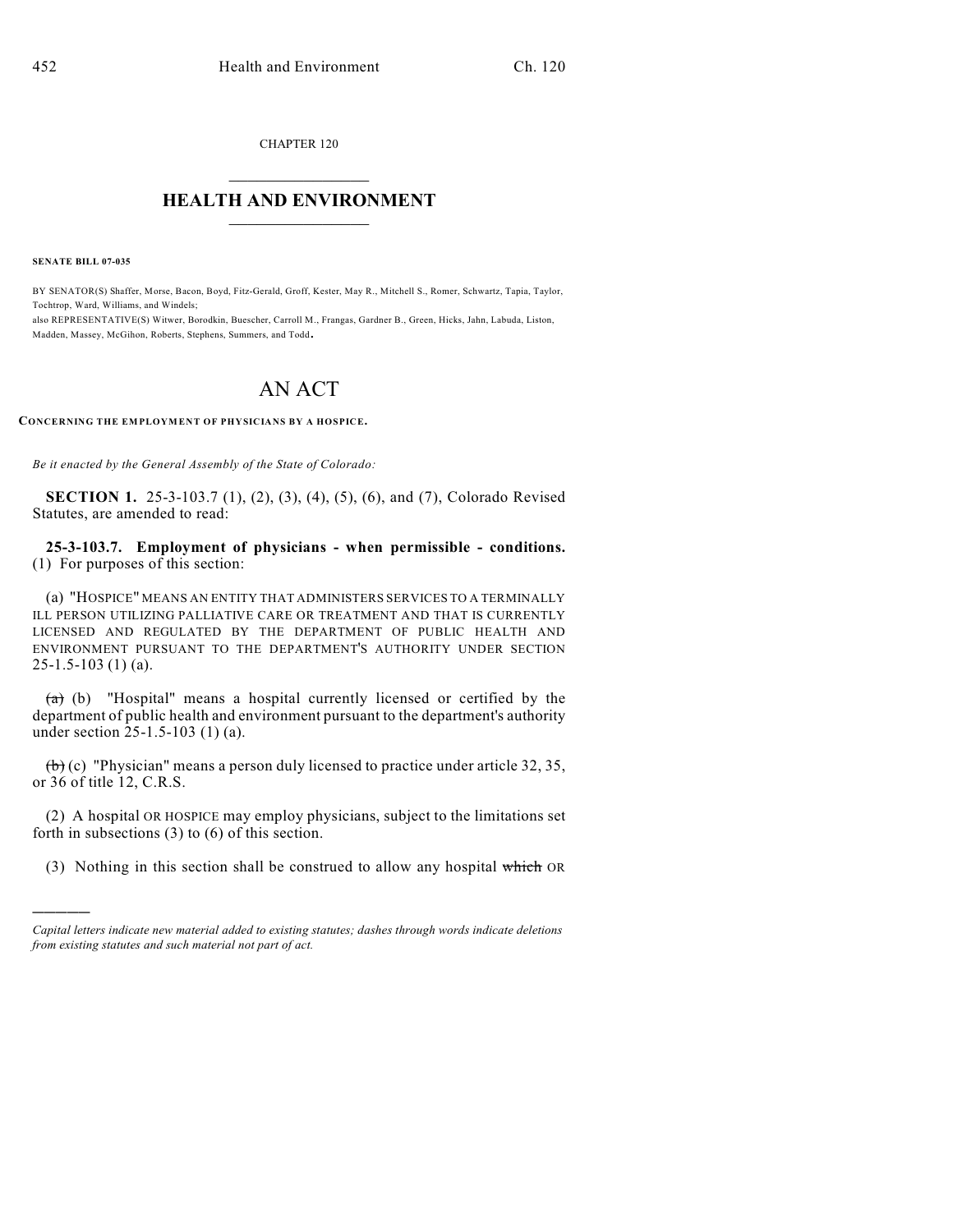CHAPTER 120

# HEALTH AND ENVIRONMENT

**SENATE BILL 07-035**

BY SENATOR(S) Shaffer, Morse, Bacon, Boyd, Fitz-Gerald, Groff, Kester, May R., Mitchell S., Romer, Schwartz, Tapia, Taylor, Tochtrop, Ward, Williams, and Windels;
also REPRESENTATIVE(S) Witwer, Borodkin, Buescher, Carroll M., Frangas, Gardner B., Green, Hicks, Jahn, Labuda, Liston, Madden, Massey, McGihon, Roberts, Stephens, Summers, and Todd.

# AN ACT

**CONCERNING THE EMPLOYMENT OF PHYSICIANS BY A HOSPICE.**

*Be it enacted by the General Assembly of the State of Colorado:*

**SECTION 1.** 25-3-103.7 (1), (2), (3), (4), (5), (6), and (7), Colorado Revised Statutes, are amended to read:

**25-3-103.7. Employment of physicians - when permissible - conditions.** (1) For purposes of this section:

(a) "HOSPICE" MEANS AN ENTITY THAT ADMINISTERS SERVICES TO A TERMINALLY ILL PERSON UTILIZING PALLIATIVE CARE OR TREATMENT AND THAT IS CURRENTLY LICENSED AND REGULATED BY THE DEPARTMENT OF PUBLIC HEALTH AND ENVIRONMENT PURSUANT TO THE DEPARTMENT'S AUTHORITY UNDER SECTION 25-1.5-103 (1) (a).

~~(a)~~ (b) "Hospital" means a hospital currently licensed or certified by the department of public health and environment pursuant to the department's authority under section 25-1.5-103 (1) (a).

~~(b)~~ (c) "Physician" means a person duly licensed to practice under article 32, 35, or 36 of title 12, C.R.S.

(2) A hospital OR HOSPICE may employ physicians, subject to the limitations set forth in subsections (3) to (6) of this section.

(3) Nothing in this section shall be construed to allow any hospital ~~which~~ OR

---

*Capital letters indicate new material added to existing statutes; dashes through words indicate deletions from existing statutes and such material not part of act.*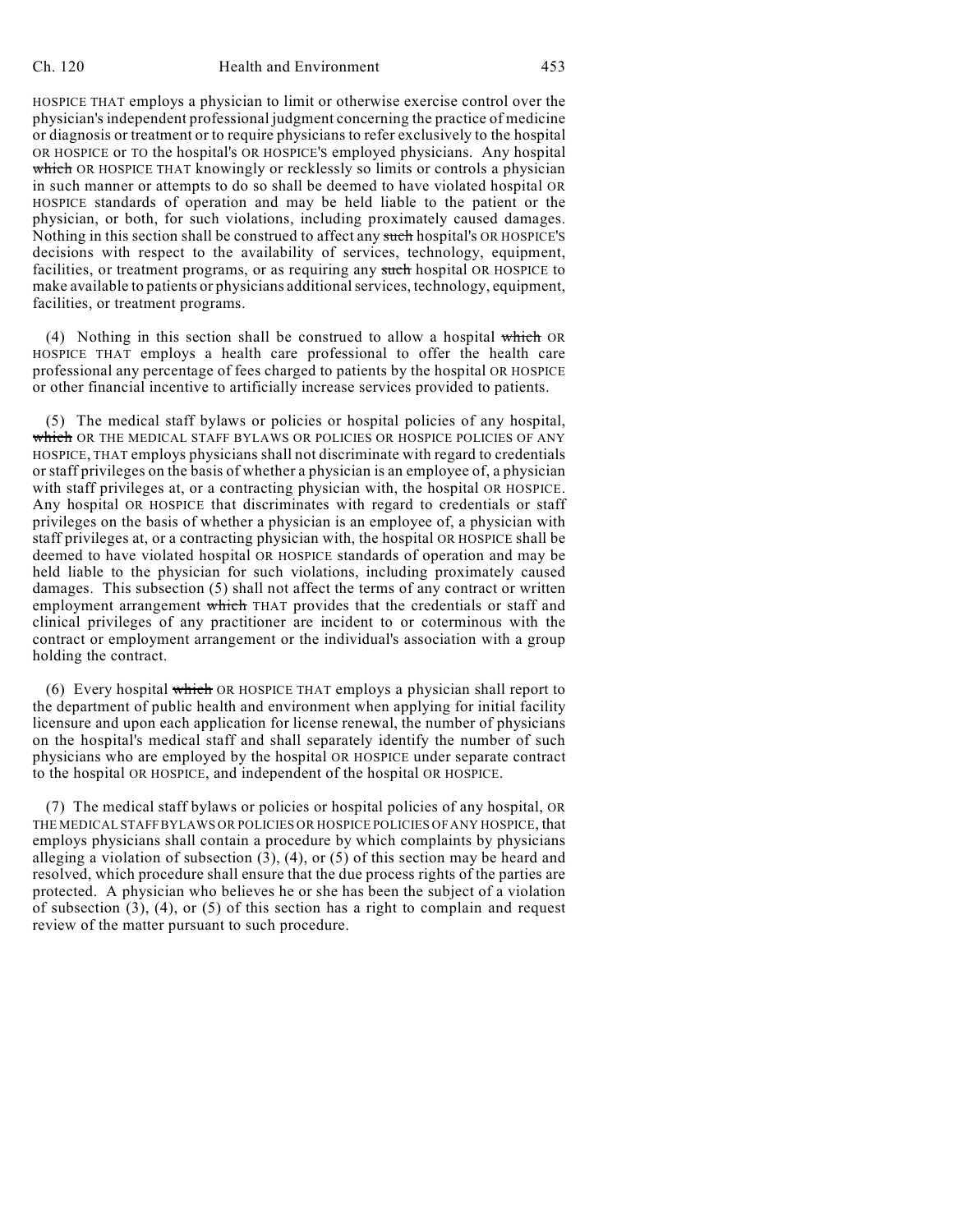HOSPICE THAT employs a physician to limit or otherwise exercise control over the physician's independent professional judgment concerning the practice of medicine or diagnosis or treatment or to require physicians to refer exclusively to the hospital OR HOSPICE or TO the hospital's OR HOSPICE'S employed physicians. Any hospital ~~which~~ OR HOSPICE THAT knowingly or recklessly so limits or controls a physician in such manner or attempts to do so shall be deemed to have violated hospital OR HOSPICE standards of operation and may be held liable to the patient or the physician, or both, for such violations, including proximately caused damages. Nothing in this section shall be construed to affect any ~~such~~ hospital's OR HOSPICE'S decisions with respect to the availability of services, technology, equipment, facilities, or treatment programs, or as requiring any ~~such~~ hospital OR HOSPICE to make available to patients or physicians additional services, technology, equipment, facilities, or treatment programs.

(4) Nothing in this section shall be construed to allow a hospital ~~which~~ OR HOSPICE THAT employs a health care professional to offer the health care professional any percentage of fees charged to patients by the hospital OR HOSPICE or other financial incentive to artificially increase services provided to patients.

(5) The medical staff bylaws or policies or hospital policies of any hospital, ~~which~~ OR THE MEDICAL STAFF BYLAWS OR POLICIES OR HOSPICE POLICIES OF ANY HOSPICE, THAT employs physicians shall not discriminate with regard to credentials or staff privileges on the basis of whether a physician is an employee of, a physician with staff privileges at, or a contracting physician with, the hospital OR HOSPICE. Any hospital OR HOSPICE that discriminates with regard to credentials or staff privileges on the basis of whether a physician is an employee of, a physician with staff privileges at, or a contracting physician with, the hospital OR HOSPICE shall be deemed to have violated hospital OR HOSPICE standards of operation and may be held liable to the physician for such violations, including proximately caused damages. This subsection (5) shall not affect the terms of any contract or written employment arrangement ~~which~~ THAT provides that the credentials or staff and clinical privileges of any practitioner are incident to or coterminous with the contract or employment arrangement or the individual's association with a group holding the contract.

(6) Every hospital ~~which~~ OR HOSPICE THAT employs a physician shall report to the department of public health and environment when applying for initial facility licensure and upon each application for license renewal, the number of physicians on the hospital's medical staff and shall separately identify the number of such physicians who are employed by the hospital OR HOSPICE under separate contract to the hospital OR HOSPICE, and independent of the hospital OR HOSPICE.

(7) The medical staff bylaws or policies or hospital policies of any hospital, OR THE MEDICAL STAFF BYLAWS OR POLICIES OR HOSPICE POLICIES OF ANY HOSPICE, that employs physicians shall contain a procedure by which complaints by physicians alleging a violation of subsection (3), (4), or (5) of this section may be heard and resolved, which procedure shall ensure that the due process rights of the parties are protected. A physician who believes he or she has been the subject of a violation of subsection (3), (4), or (5) of this section has a right to complain and request review of the matter pursuant to such procedure.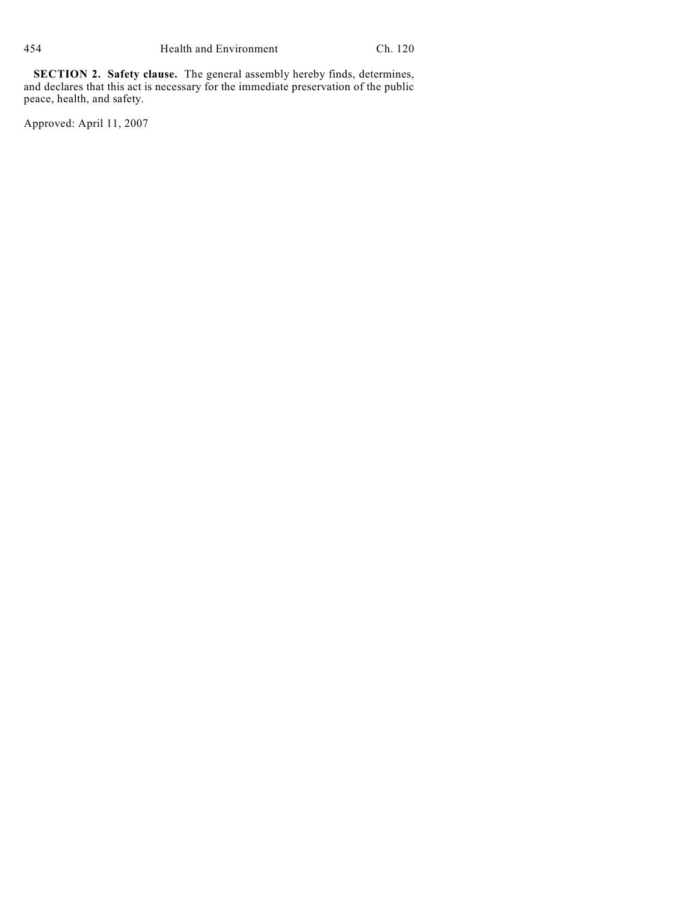**SECTION 2. Safety clause.** The general assembly hereby finds, determines, and declares that this act is necessary for the immediate preservation of the public peace, health, and safety.

Approved: April 11, 2007